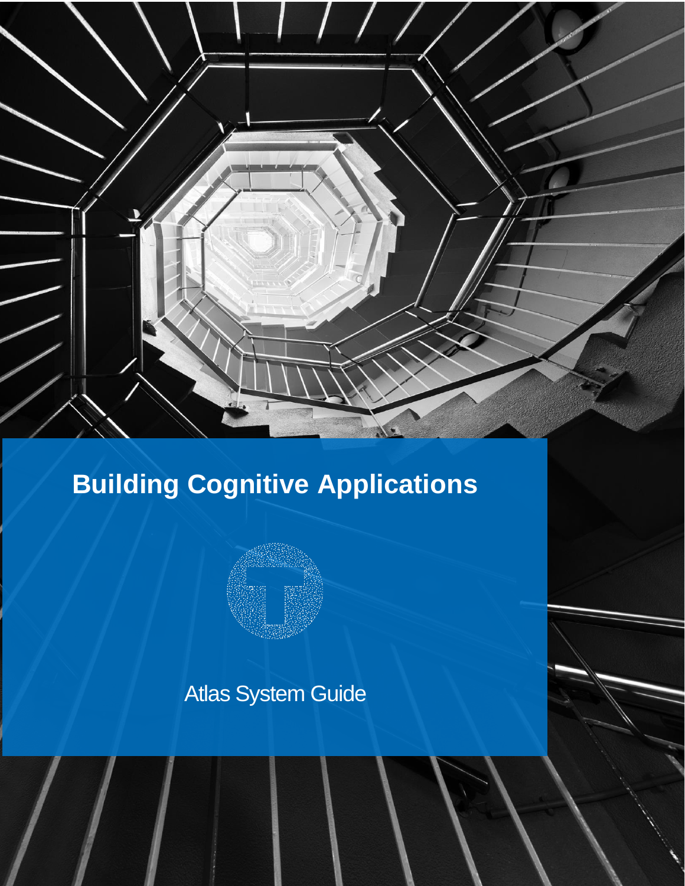# Building Cognitive Applications

Atlas System Guide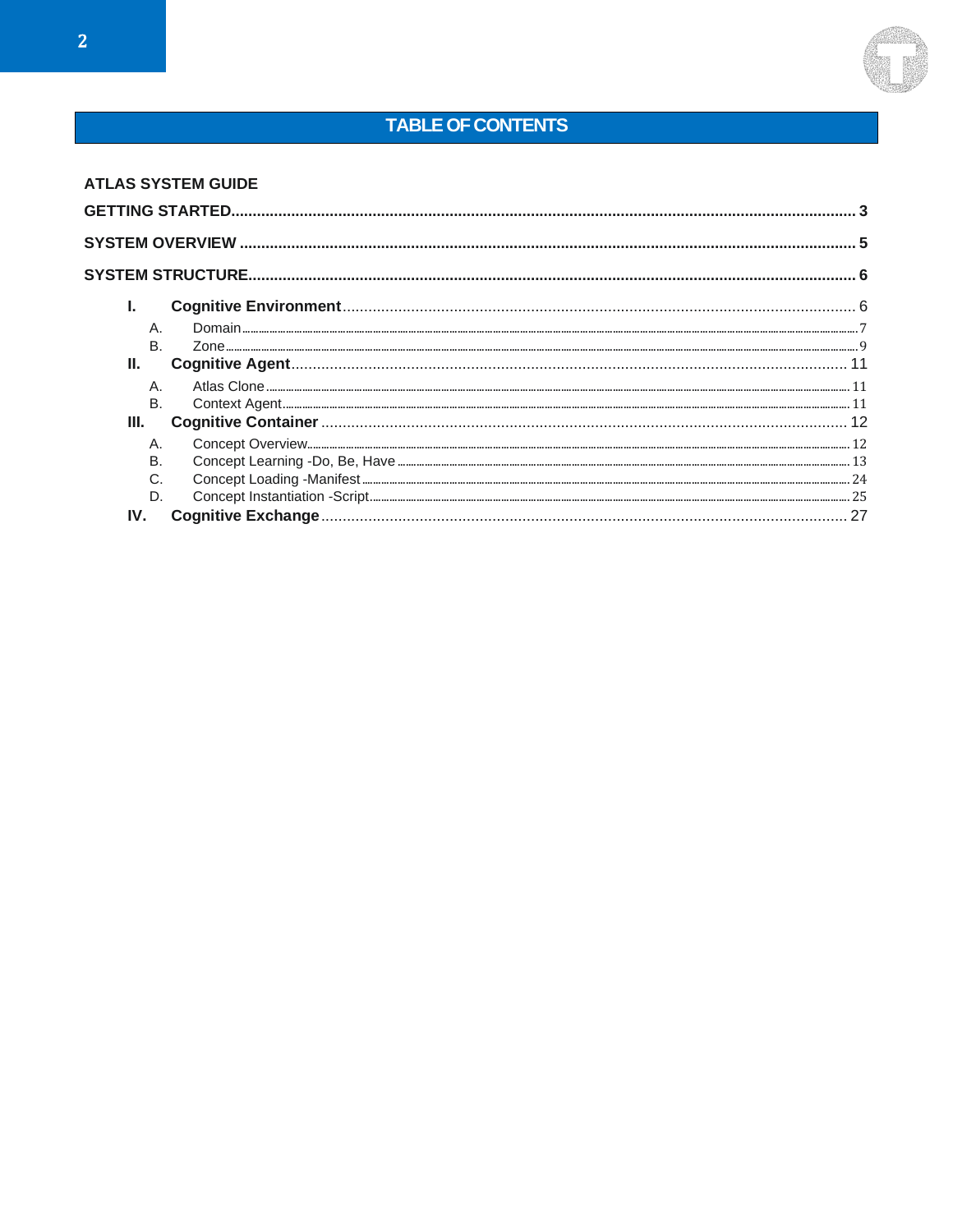# TABLE OF CONTENTS

**ATLAS SYSTEM GUIDE**

**GETTING STARTED** .......... 3

**SYSTEM OVERVIEW** .......... 5

**SYSTEM STRUCTURE** .......... 6

- **I. Cognitive Environment** .......... 6
  - A. Domain .......... 7
  - B. Zone .......... 9
- **II. Cognitive Agent** .......... 11
  - A. Atlas Clone .......... 11
  - B. Context Agent .......... 11
- **III. Cognitive Container** .......... 12
  - A. Concept Overview .......... 12
  - B. Concept Learning -Do, Be, Have .......... 13
  - C. Concept Loading -Manifest .......... 24
  - D. Concept Instantiation -Script .......... 25
- **IV. Cognitive Exchange** .......... 27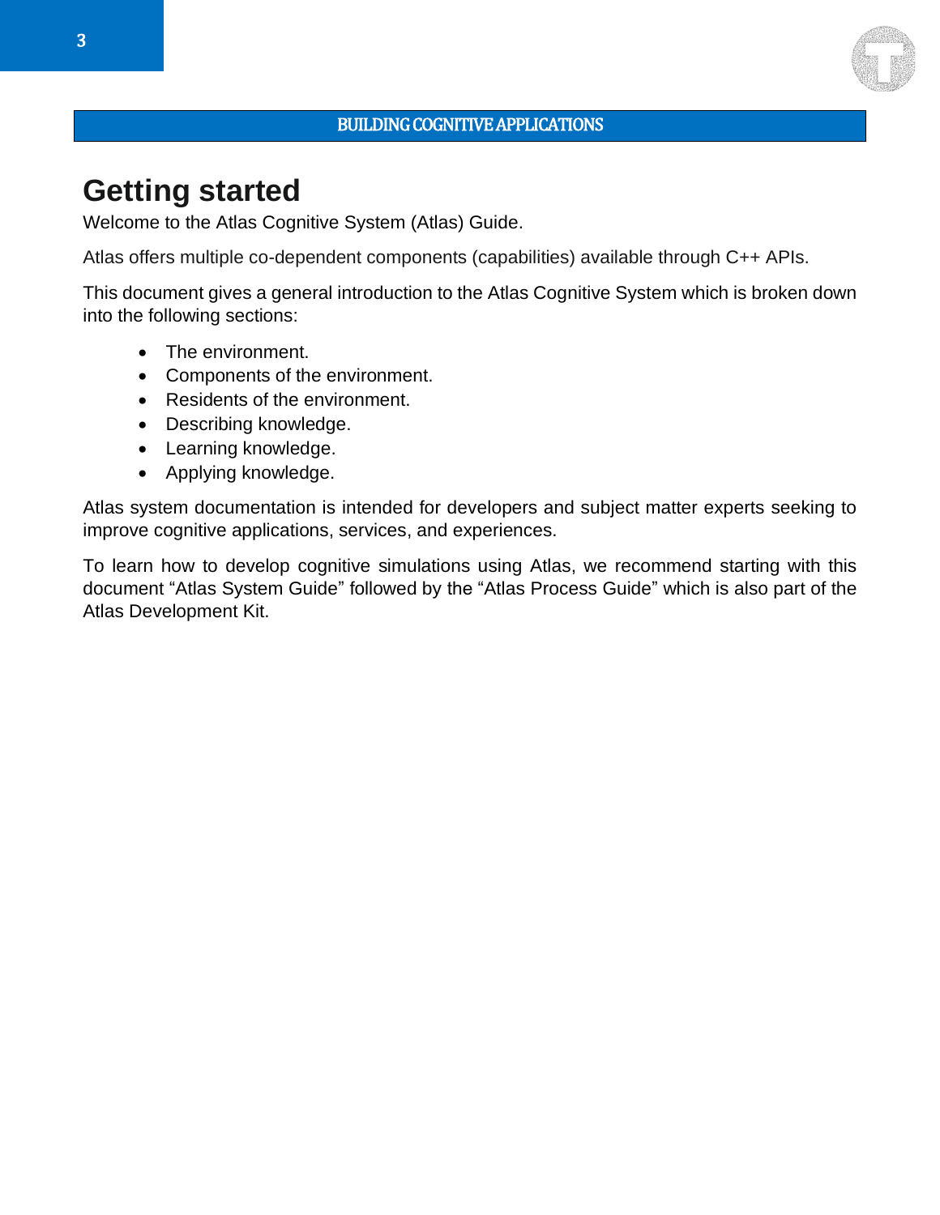# Getting started

Welcome to the Atlas Cognitive System (Atlas) Guide.

Atlas offers multiple co-dependent components (capabilities) available through C++ APIs.

This document gives a general introduction to the Atlas Cognitive System which is broken down into the following sections:

- The environment.
- Components of the environment.
- Residents of the environment.
- Describing knowledge.
- Learning knowledge.
- Applying knowledge.

Atlas system documentation is intended for developers and subject matter experts seeking to improve cognitive applications, services, and experiences.

To learn how to develop cognitive simulations using Atlas, we recommend starting with this document "Atlas System Guide" followed by the "Atlas Process Guide" which is also part of the Atlas Development Kit.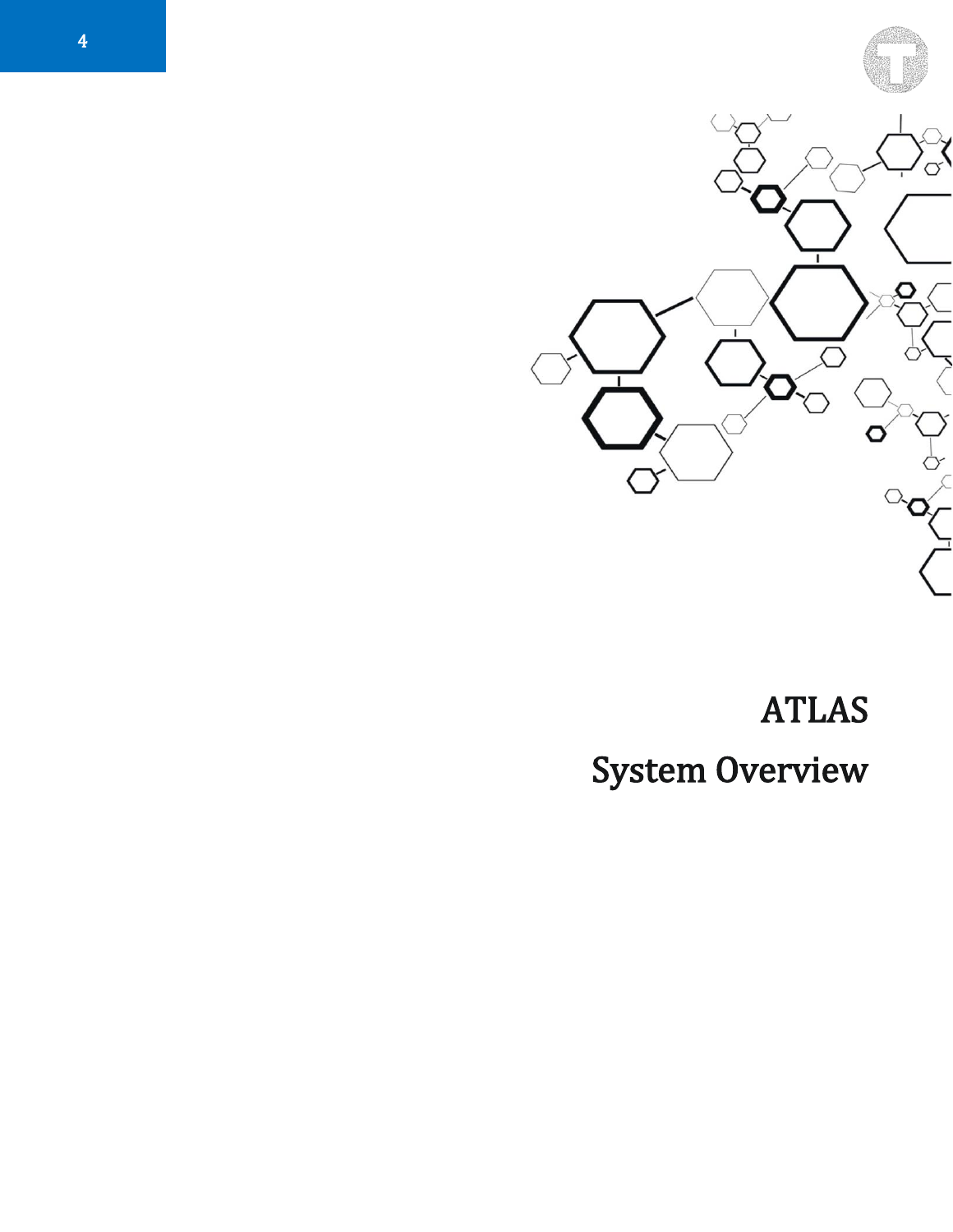# ATLAS

# System Overview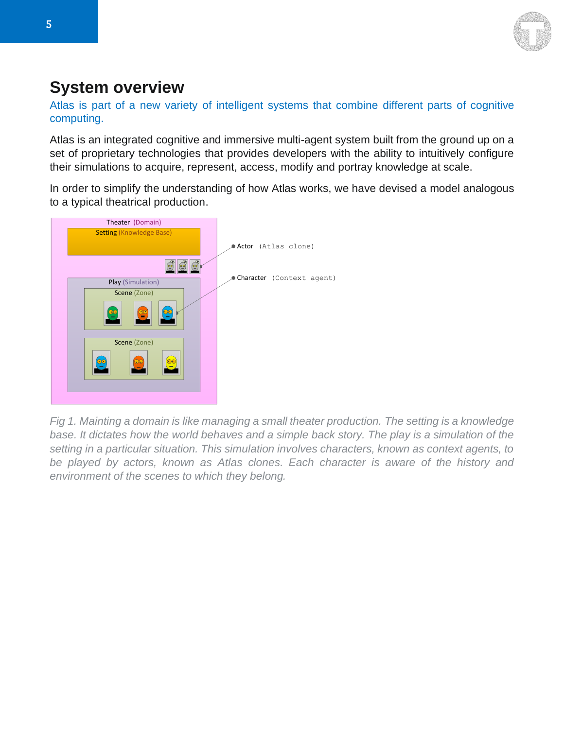# System overview

Atlas is part of a new variety of intelligent systems that combine different parts of cognitive computing.

Atlas is an integrated cognitive and immersive multi-agent system built from the ground up on a set of proprietary technologies that provides developers with the ability to intuitively configure their simulations to acquire, represent, access, modify and portray knowledge at scale.

In order to simplify the understanding of how Atlas works, we have devised a model analogous to a typical theatrical production.

Theater (Domain)

Setting (Knowledge Base)

Actor (Atlas clone)

Character (Context agent)

Play (Simulation)

Scene (Zone)

Scene (Zone)

*Fig 1. Mainting a domain is like managing a small theater production. The setting is a knowledge base. It dictates how the world behaves and a simple back story. The play is a simulation of the setting in a particular situation. This simulation involves characters, known as context agents, to be played by actors, known as Atlas clones. Each character is aware of the history and environment of the scenes to which they belong.*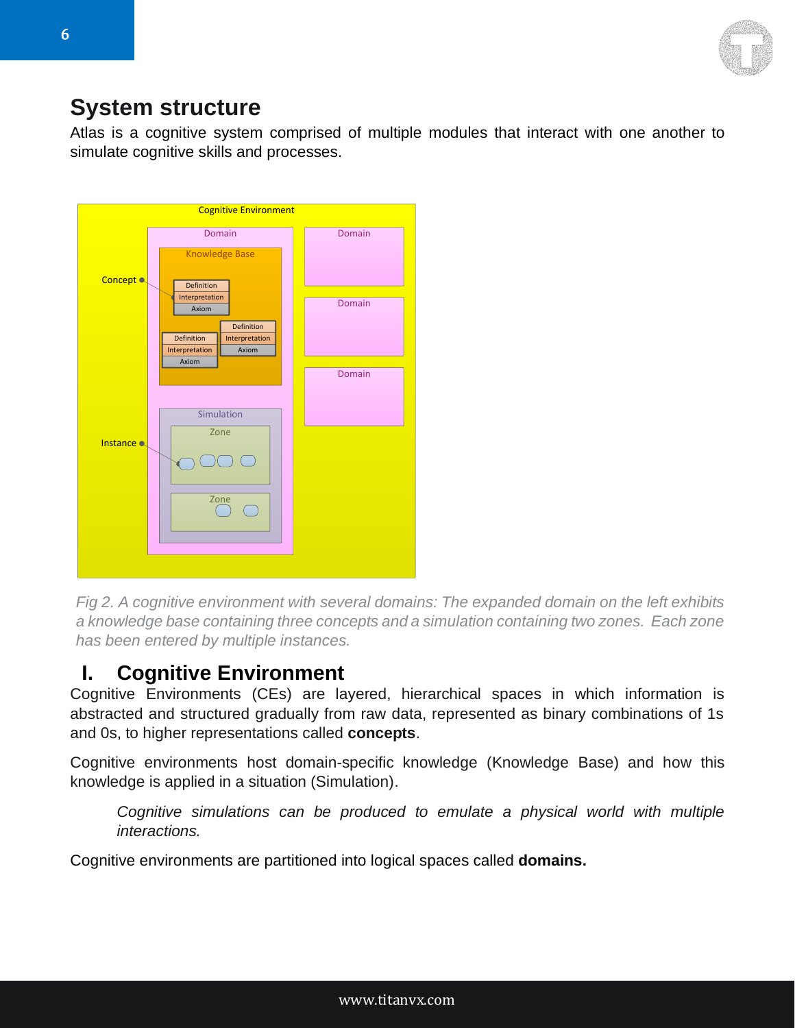# System structure

Atlas is a cognitive system comprised of multiple modules that interact with one another to simulate cognitive skills and processes.

*Fig 2. A cognitive environment with several domains: The expanded domain on the left exhibits a knowledge base containing three concepts and a simulation containing two zones. Each zone has been entered by multiple instances.*

## I. Cognitive Environment

Cognitive Environments (CEs) are layered, hierarchical spaces in which information is abstracted and structured gradually from raw data, represented as binary combinations of 1s and 0s, to higher representations called **concepts**.

Cognitive environments host domain-specific knowledge (Knowledge Base) and how this knowledge is applied in a situation (Simulation).

> *Cognitive simulations can be produced to emulate a physical world with multiple interactions.*

Cognitive environments are partitioned into logical spaces called **domains.**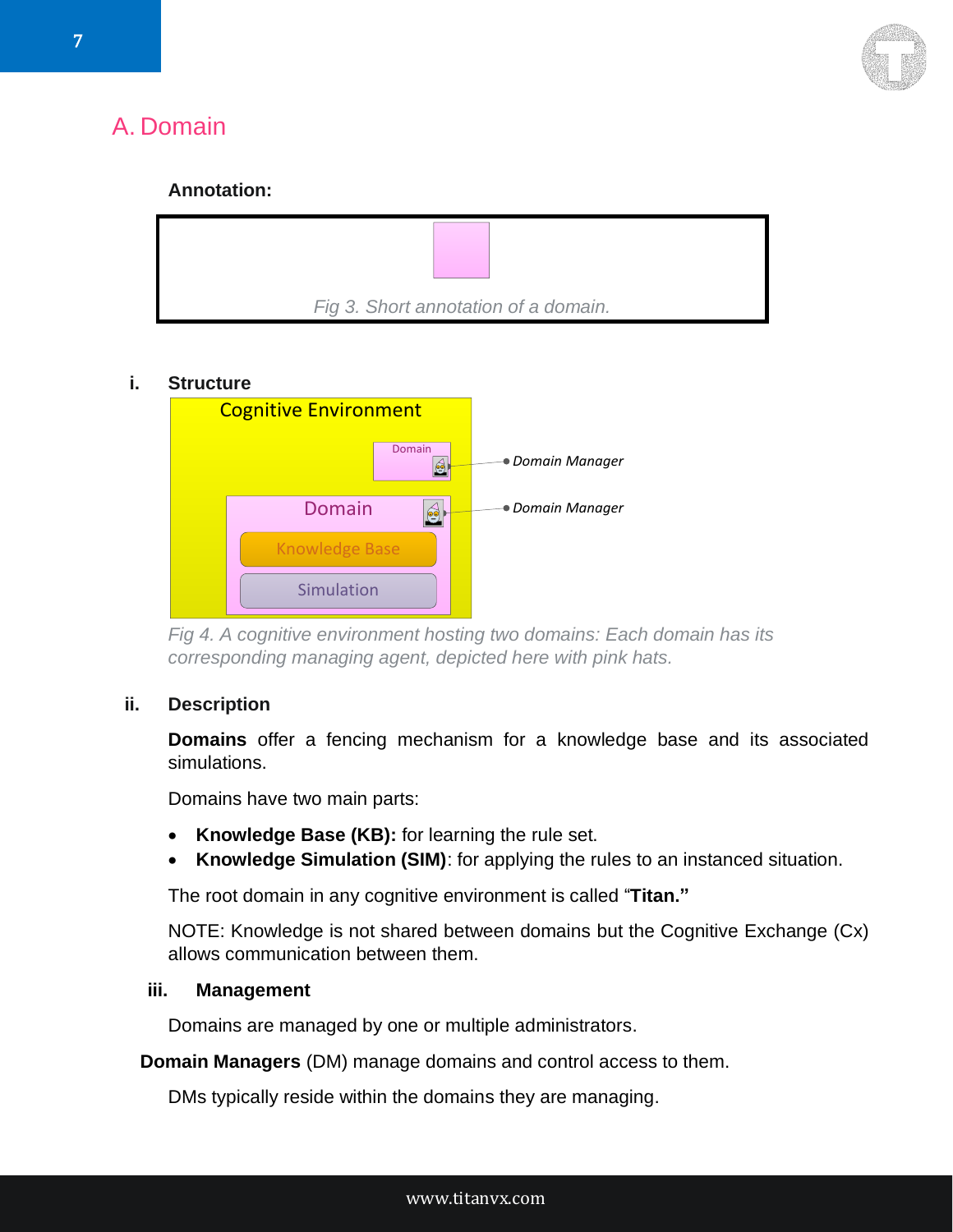## A. Domain

**Annotation:**

*Fig 3. Short annotation of a domain.*

### i. Structure

*Fig 4. A cognitive environment hosting two domains: Each domain has its corresponding managing agent, depicted here with pink hats.*

### ii. Description

**Domains** offer a fencing mechanism for a knowledge base and its associated simulations.

Domains have two main parts:

- **Knowledge Base (KB):** for learning the rule set.
- **Knowledge Simulation (SIM)**: for applying the rules to an instanced situation.

The root domain in any cognitive environment is called “**Titan.”**

NOTE: Knowledge is not shared between domains but the Cognitive Exchange (Cx) allows communication between them.

### iii. Management

Domains are managed by one or multiple administrators.

**Domain Managers** (DM) manage domains and control access to them.

DMs typically reside within the domains they are managing.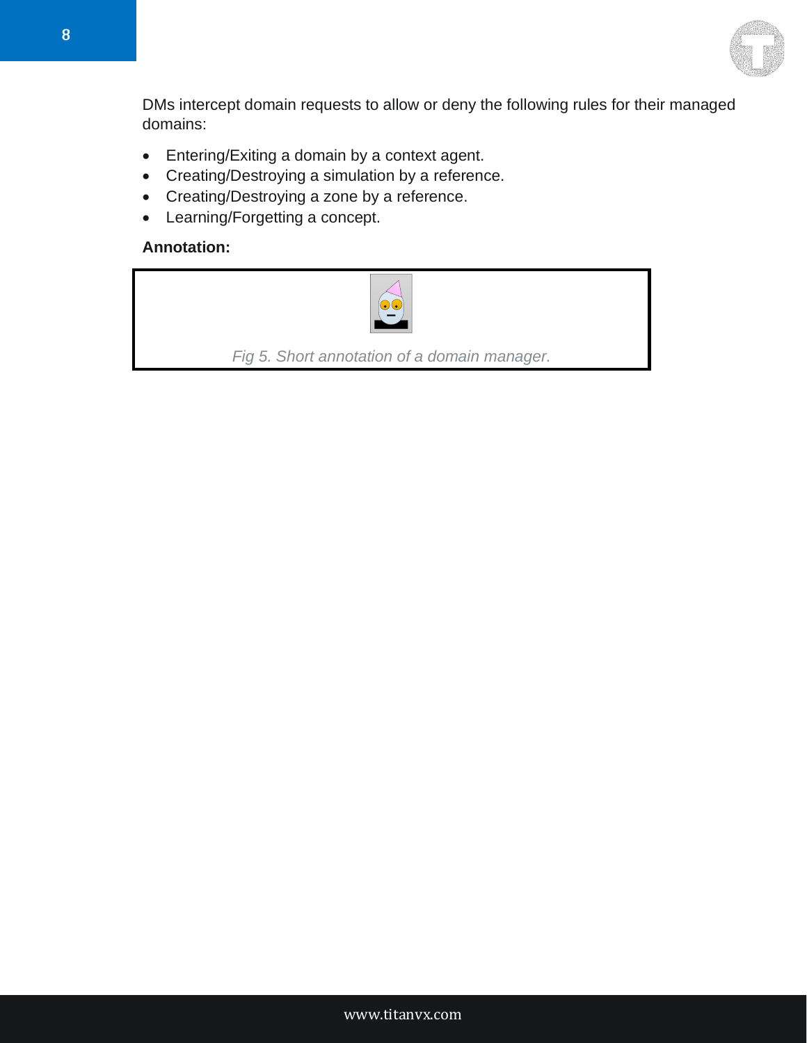DMs intercept domain requests to allow or deny the following rules for their managed domains:

- Entering/Exiting a domain by a context agent.
- Creating/Destroying a simulation by a reference.
- Creating/Destroying a zone by a reference.
- Learning/Forgetting a concept.

**Annotation:**

*Fig 5. Short annotation of a domain manager.*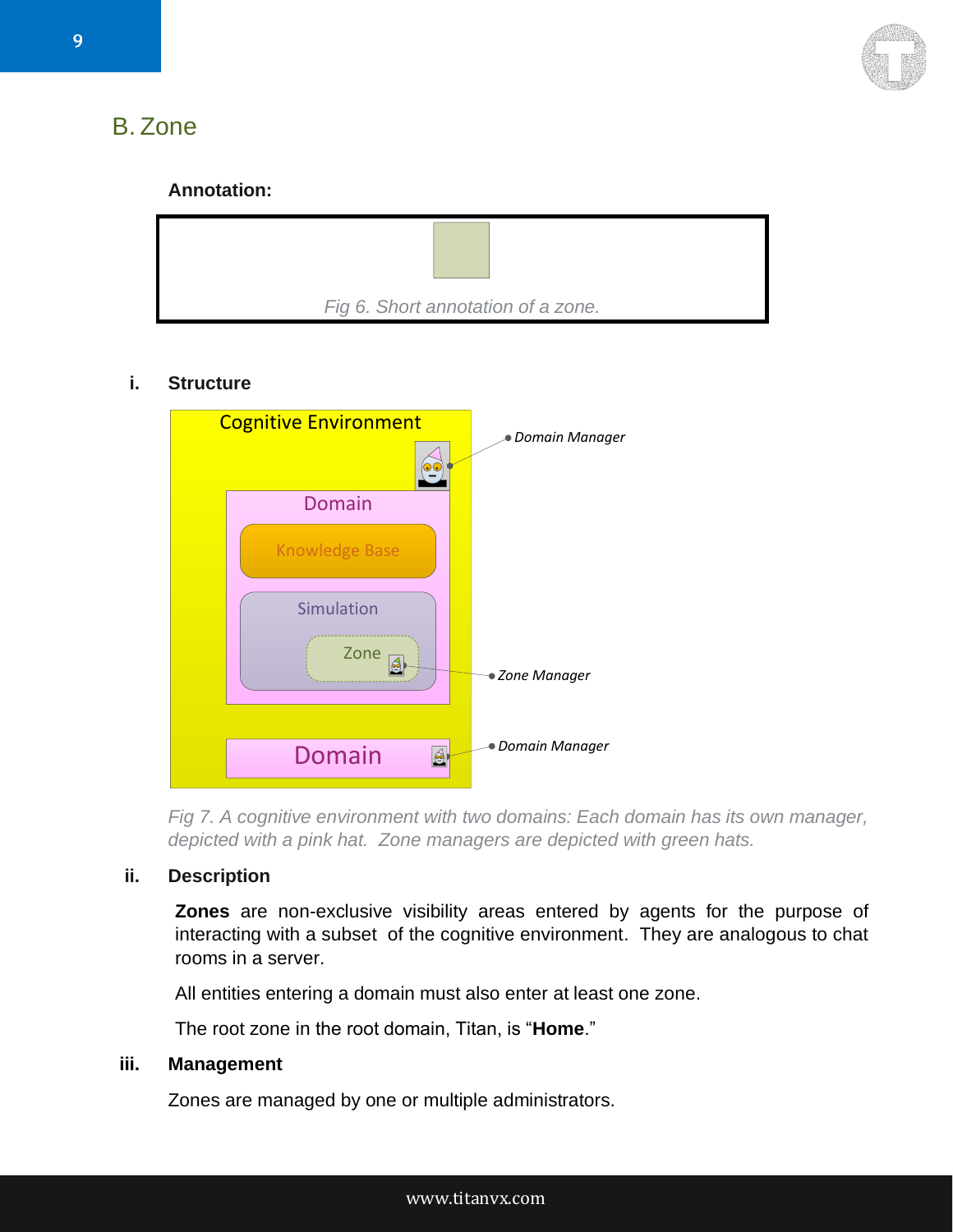## B. Zone

**Annotation:**

*Fig 6. Short annotation of a zone.*

### i. Structure

*Fig 7. A cognitive environment with two domains: Each domain has its own manager, depicted with a pink hat. Zone managers are depicted with green hats.*

### ii. Description

**Zones** are non-exclusive visibility areas entered by agents for the purpose of interacting with a subset of the cognitive environment. They are analogous to chat rooms in a server.

All entities entering a domain must also enter at least one zone.

The root zone in the root domain, Titan, is "**Home**."

### iii. Management

Zones are managed by one or multiple administrators.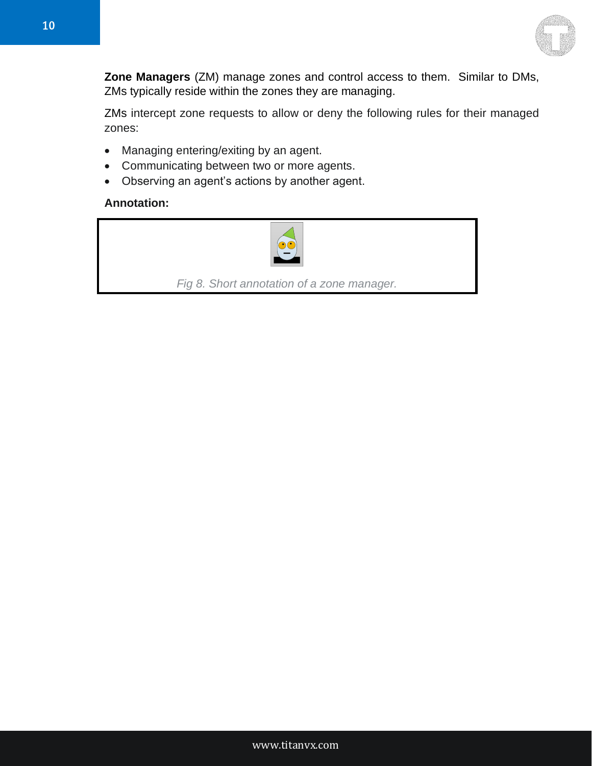**Zone Managers** (ZM) manage zones and control access to them. Similar to DMs, ZMs typically reside within the zones they are managing.

ZMs intercept zone requests to allow or deny the following rules for their managed zones:

- Managing entering/exiting by an agent.
- Communicating between two or more agents.
- Observing an agent's actions by another agent.

**Annotation:**

*Fig 8. Short annotation of a zone manager.*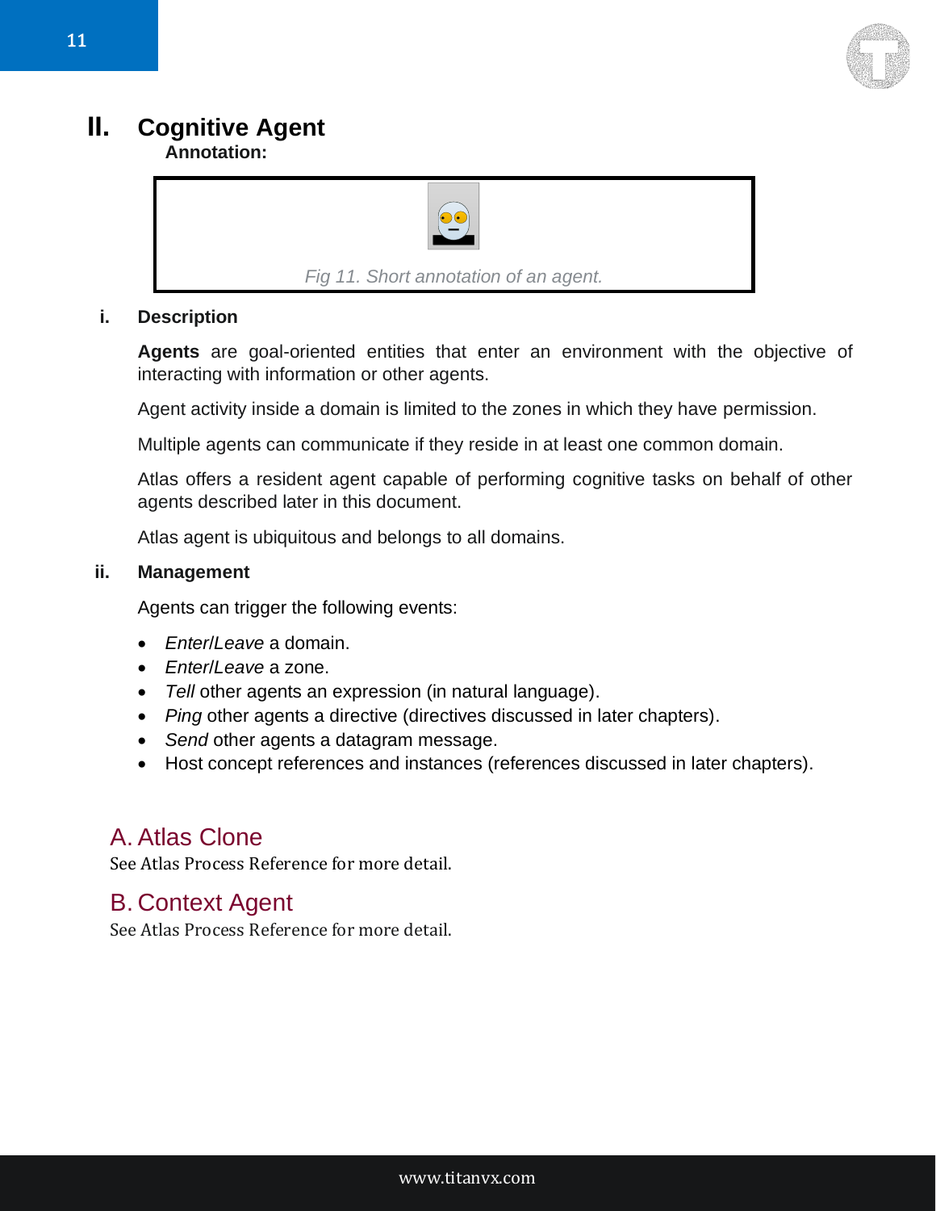# II. Cognitive Agent

**Annotation:**

*Fig 11. Short annotation of an agent.*

### i. Description

**Agents** are goal-oriented entities that enter an environment with the objective of interacting with information or other agents.

Agent activity inside a domain is limited to the zones in which they have permission.

Multiple agents can communicate if they reside in at least one common domain.

Atlas offers a resident agent capable of performing cognitive tasks on behalf of other agents described later in this document.

Atlas agent is ubiquitous and belongs to all domains.

### ii. Management

Agents can trigger the following events:

- *Enter*/*Leave* a domain.
- *Enter*/*Leave* a zone.
- *Tell* other agents an expression (in natural language).
- *Ping* other agents a directive (directives discussed in later chapters).
- *Send* other agents a datagram message.
- Host concept references and instances (references discussed in later chapters).

## A. Atlas Clone

See Atlas Process Reference for more detail.

## B. Context Agent

See Atlas Process Reference for more detail.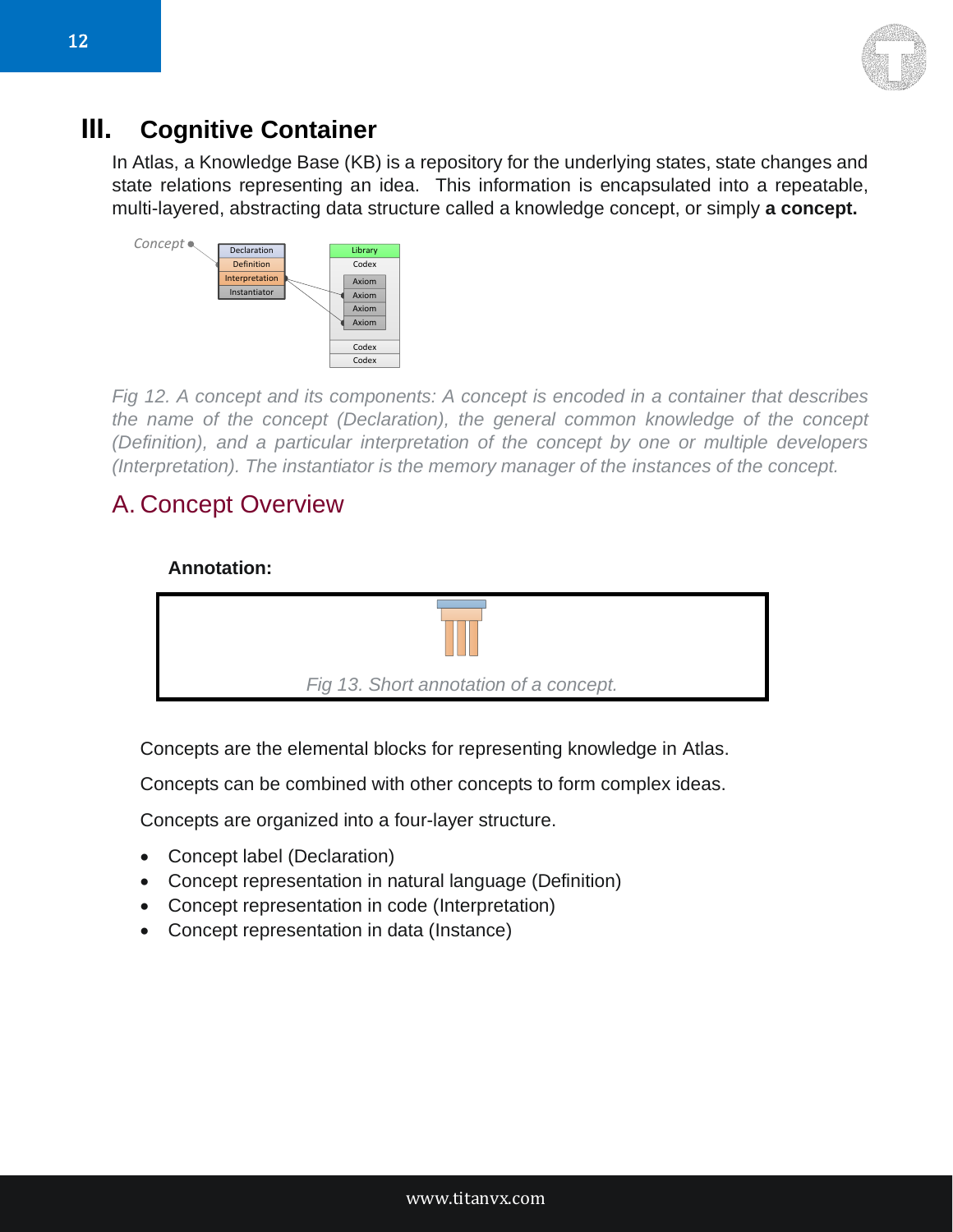## III. Cognitive Container

In Atlas, a Knowledge Base (KB) is a repository for the underlying states, state changes and state relations representing an idea. This information is encapsulated into a repeatable, multi-layered, abstracting data structure called a knowledge concept, or simply **a concept.**

*Fig 12. A concept and its components: A concept is encoded in a container that describes the name of the concept (Declaration), the general common knowledge of the concept (Definition), and a particular interpretation of the concept by one or multiple developers (Interpretation). The instantiator is the memory manager of the instances of the concept.*

### A. Concept Overview

**Annotation:**

*Fig 13. Short annotation of a concept.*

Concepts are the elemental blocks for representing knowledge in Atlas.

Concepts can be combined with other concepts to form complex ideas.

Concepts are organized into a four-layer structure.

- Concept label (Declaration)
- Concept representation in natural language (Definition)
- Concept representation in code (Interpretation)
- Concept representation in data (Instance)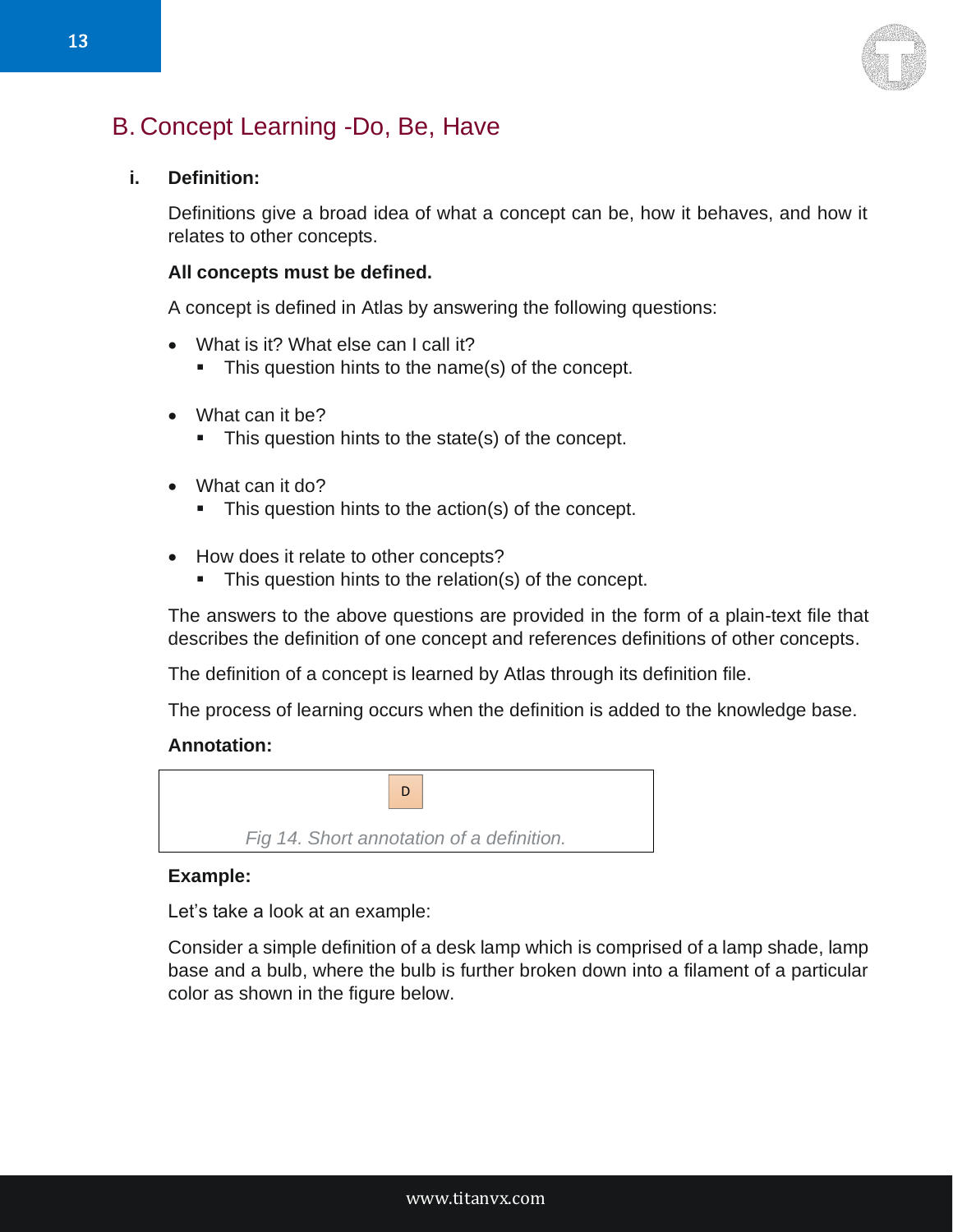## B. Concept Learning -Do, Be, Have

### i. Definition:

Definitions give a broad idea of what a concept can be, how it behaves, and how it relates to other concepts.

**All concepts must be defined.**

A concept is defined in Atlas by answering the following questions:

- What is it? What else can I call it?
  - This question hints to the name(s) of the concept.
- What can it be?
  - This question hints to the state(s) of the concept.
- What can it do?
  - This question hints to the action(s) of the concept.
- How does it relate to other concepts?
  - This question hints to the relation(s) of the concept.

The answers to the above questions are provided in the form of a plain-text file that describes the definition of one concept and references definitions of other concepts.

The definition of a concept is learned by Atlas through its definition file.

The process of learning occurs when the definition is added to the knowledge base.

**Annotation:**

D

*Fig 14. Short annotation of a definition.*

**Example:**

Let's take a look at an example:

Consider a simple definition of a desk lamp which is comprised of a lamp shade, lamp base and a bulb, where the bulb is further broken down into a filament of a particular color as shown in the figure below.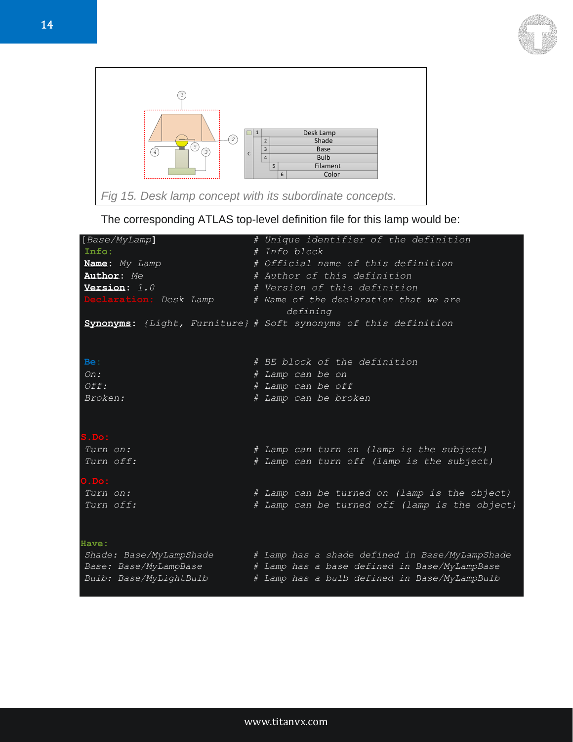Fig 15. Desk lamp concept with its subordinate concepts.

The corresponding ATLAS top-level definition file for this lamp would be:

```
[Base/MyLamp]                        # Unique identifier of the definition
Info:                                # Info block
Name: My Lamp                        # Official name of this definition
Author: Me                           # Author of this definition
Version: 1.0                         # Version of this definition
Declaration: Desk Lamp               # Name of the declaration that we are
                                              defining
Synonyms: {Light, Furniture}         # Soft synonyms of this definition


Be:                                  # BE block of the definition
On:                                  # Lamp can be on
Off:                                 # Lamp can be off
Broken:                              # Lamp can be broken


S.Do:
Turn on:                             # Lamp can turn on (lamp is the subject)
Turn off:                            # Lamp can turn off (lamp is the subject)
O.Do:
Turn on:                             # Lamp can be turned on (lamp is the object)
Turn off:                            # Lamp can be turned off (lamp is the object)


Have:
Shade: Base/MyLampShade              # Lamp has a shade defined in Base/MyLampShade
Base: Base/MyLampBase                # Lamp has a base defined in Base/MyLampBase
Bulb: Base/MyLightBulb               # Lamp has a bulb defined in Base/MyLampBulb
```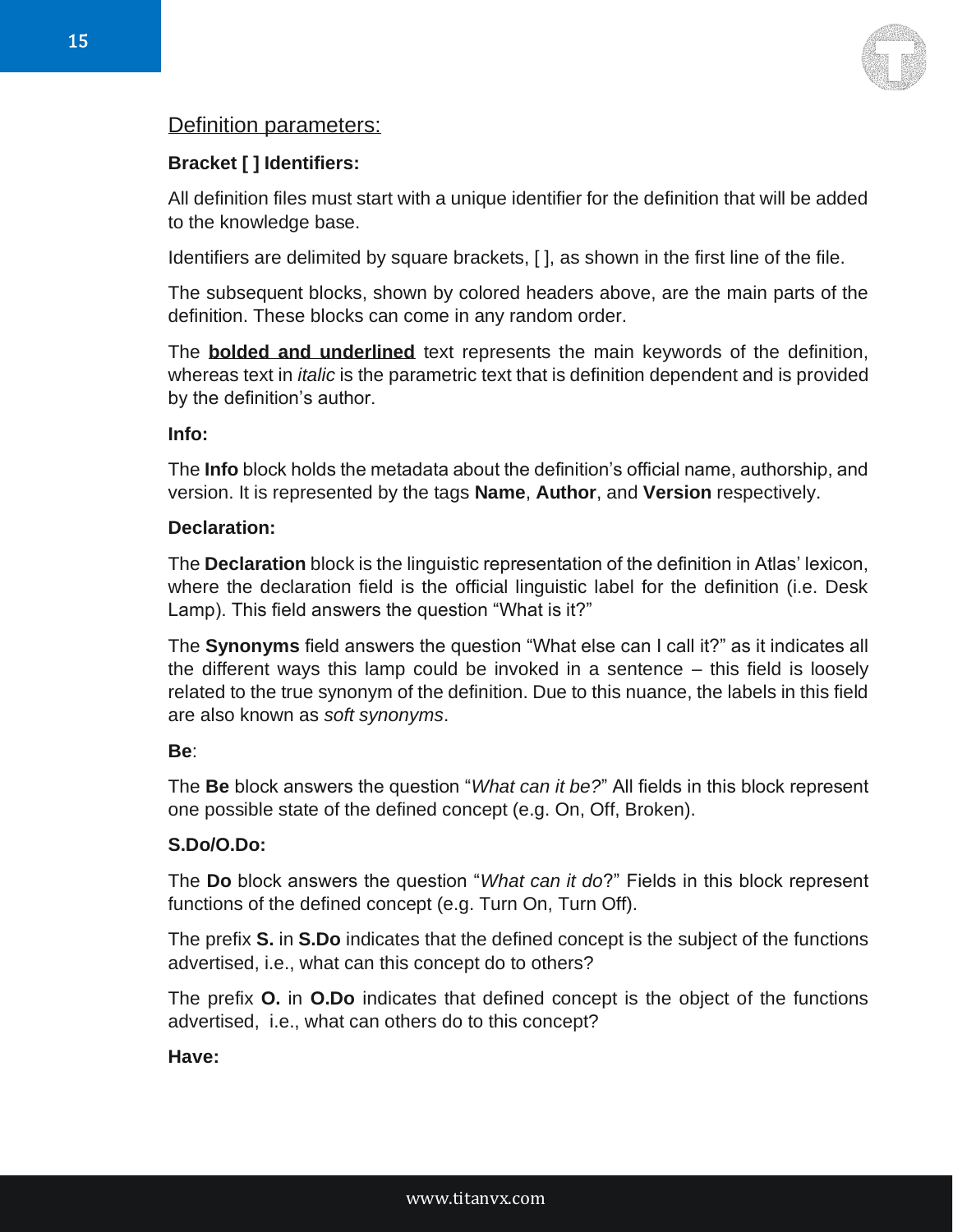## <u>Definition parameters:</u>

**Bracket [ ] Identifiers:**

All definition files must start with a unique identifier for the definition that will be added to the knowledge base.

Identifiers are delimited by square brackets, [ ], as shown in the first line of the file.

The subsequent blocks, shown by colored headers above, are the main parts of the definition. These blocks can come in any random order.

The **<u>bolded and underlined</u>** text represents the main keywords of the definition, whereas text in *italic* is the parametric text that is definition dependent and is provided by the definition's author.

**Info:**

The **Info** block holds the metadata about the definition's official name, authorship, and version. It is represented by the tags **Name**, **Author**, and **Version** respectively.

**Declaration:**

The **Declaration** block is the linguistic representation of the definition in Atlas' lexicon, where the declaration field is the official linguistic label for the definition (i.e. Desk Lamp). This field answers the question "What is it?"

The **Synonyms** field answers the question "What else can I call it?" as it indicates all the different ways this lamp could be invoked in a sentence – this field is loosely related to the true synonym of the definition. Due to this nuance, the labels in this field are also known as *soft synonyms*.

**Be**:

The **Be** block answers the question "*What can it be?*" All fields in this block represent one possible state of the defined concept (e.g. On, Off, Broken).

**S.Do/O.Do:**

The **Do** block answers the question "*What can it do*?" Fields in this block represent functions of the defined concept (e.g. Turn On, Turn Off).

The prefix **S.** in **S.Do** indicates that the defined concept is the subject of the functions advertised, i.e., what can this concept do to others?

The prefix **O.** in **O.Do** indicates that defined concept is the object of the functions advertised, i.e., what can others do to this concept?

**Have:**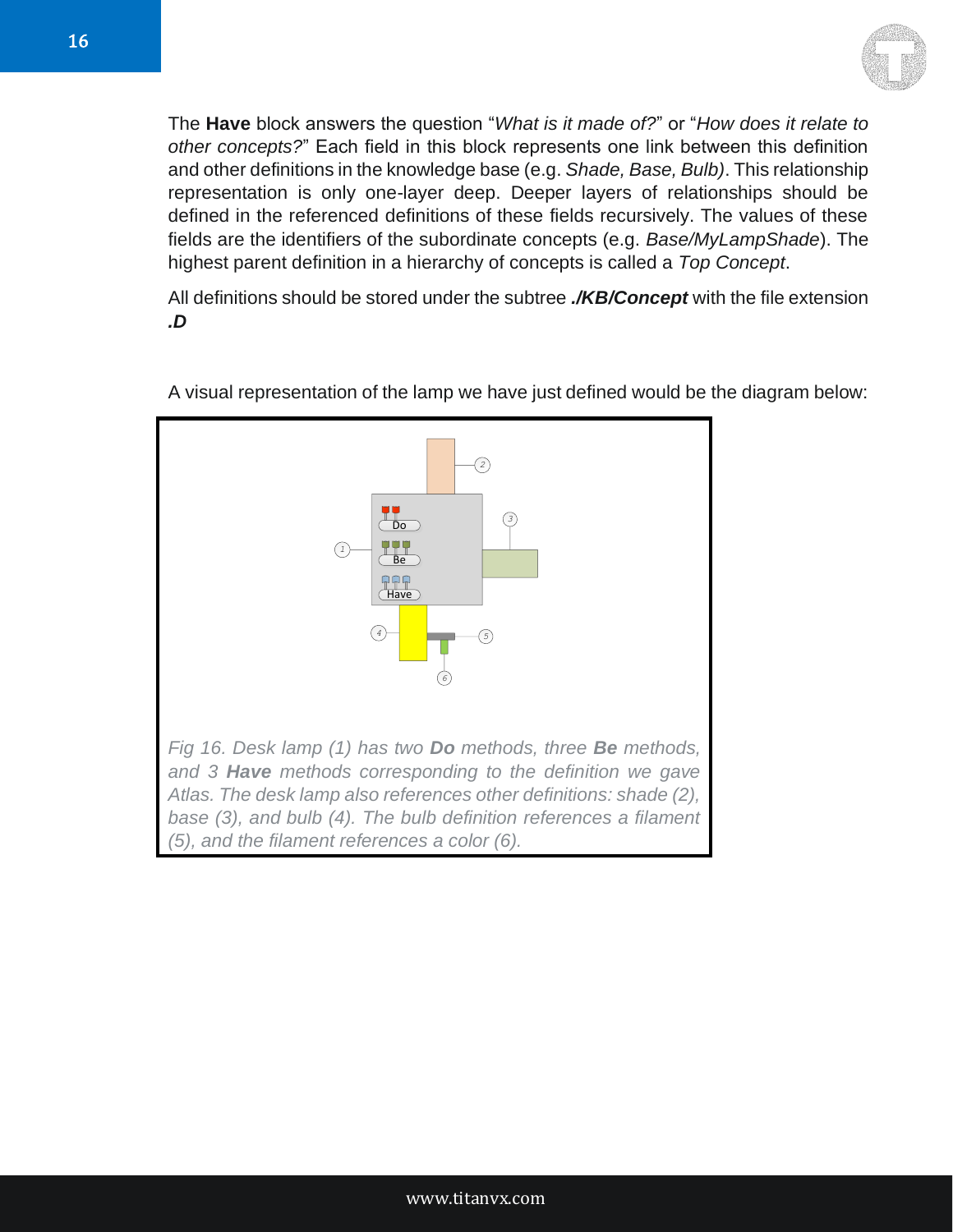The **Have** block answers the question "*What is it made of?*" or "*How does it relate to other concepts?*" Each field in this block represents one link between this definition and other definitions in the knowledge base (e.g. *Shade, Base, Bulb)*. This relationship representation is only one-layer deep. Deeper layers of relationships should be defined in the referenced definitions of these fields recursively. The values of these fields are the identifiers of the subordinate concepts (e.g. *Base/MyLampShade*). The highest parent definition in a hierarchy of concepts is called a *Top Concept*.

All definitions should be stored under the subtree ***./KB/Concept*** with the file extension ***.D***

A visual representation of the lamp we have just defined would be the diagram below:

*Fig 16. Desk lamp (1) has two **Do** methods, three **Be** methods, and 3 **Have** methods corresponding to the definition we gave Atlas. The desk lamp also references other definitions: shade (2), base (3), and bulb (4). The bulb definition references a filament (5), and the filament references a color (6).*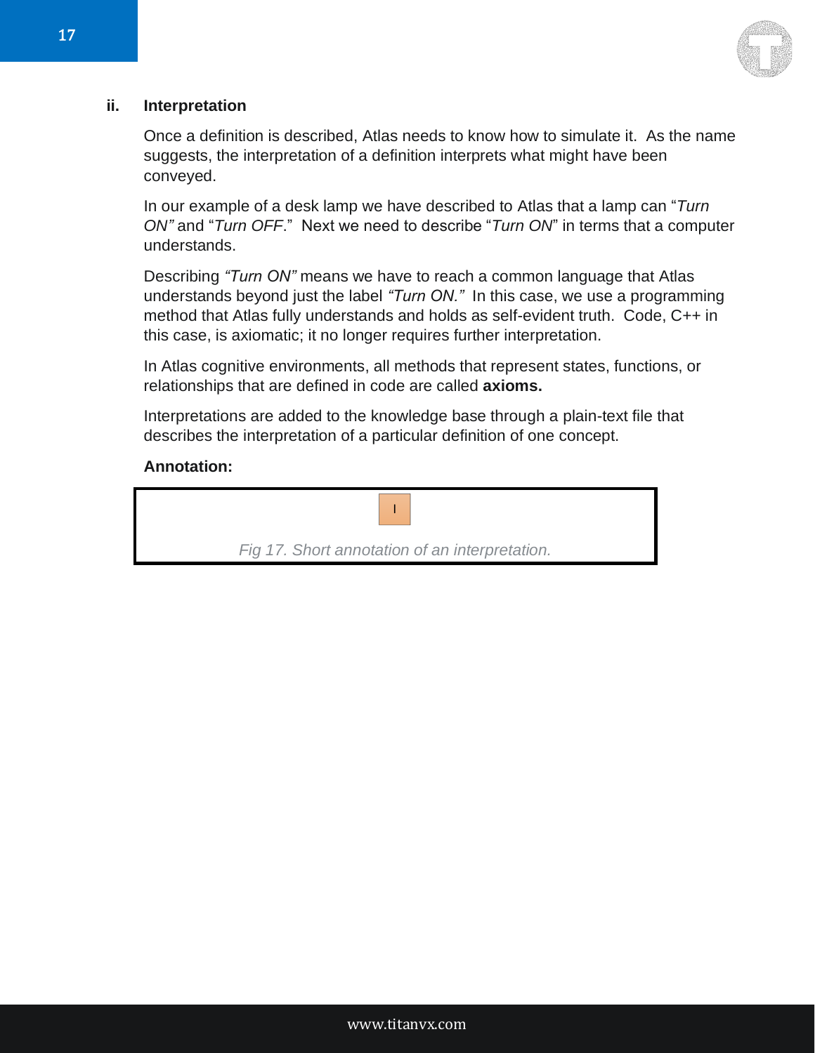### ii. Interpretation

Once a definition is described, Atlas needs to know how to simulate it. As the name suggests, the interpretation of a definition interprets what might have been conveyed.

In our example of a desk lamp we have described to Atlas that a lamp can "*Turn ON"* and "*Turn OFF*." Next we need to describe "*Turn ON*" in terms that a computer understands.

Describing *"Turn ON"* means we have to reach a common language that Atlas understands beyond just the label *"Turn ON."* In this case, we use a programming method that Atlas fully understands and holds as self-evident truth. Code, C++ in this case, is axiomatic; it no longer requires further interpretation.

In Atlas cognitive environments, all methods that represent states, functions, or relationships that are defined in code are called **axioms.**

Interpretations are added to the knowledge base through a plain-text file that describes the interpretation of a particular definition of one concept.

**Annotation:**

I

*Fig 17. Short annotation of an interpretation.*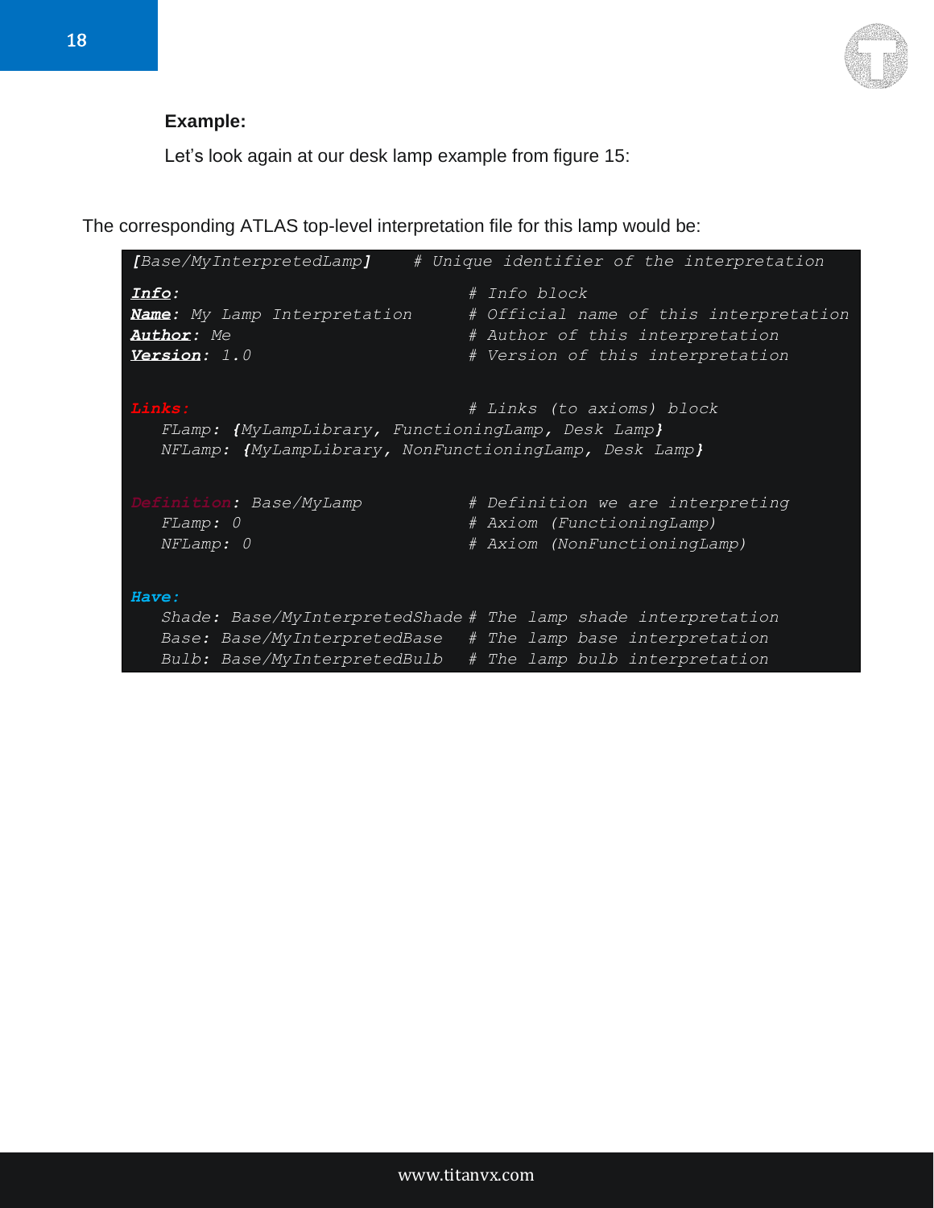**Example:**

Let's look again at our desk lamp example from figure 15:

The corresponding ATLAS top-level interpretation file for this lamp would be:

```
[Base/MyInterpretedLamp]     # Unique identifier of the interpretation

Info:                         # Info block
Name: My Lamp Interpretation  # Official name of this interpretation
Author: Me                    # Author of this interpretation
Version: 1.0                  # Version of this interpretation


Links:                        # Links (to axioms) block
   FLamp: {MyLampLibrary, FunctioningLamp, Desk Lamp}
   NFLamp: {MyLampLibrary, NonFunctioningLamp, Desk Lamp}


Definition: Base/MyLamp       # Definition we are interpreting
   FLamp: 0                   # Axiom (FunctioningLamp)
   NFLamp: 0                  # Axiom (NonFunctioningLamp)


Have:
   Shade: Base/MyInterpretedShade # The lamp shade interpretation
   Base: Base/MyInterpretedBase   # The lamp base interpretation
   Bulb: Base/MyInterpretedBulb   # The lamp bulb interpretation
```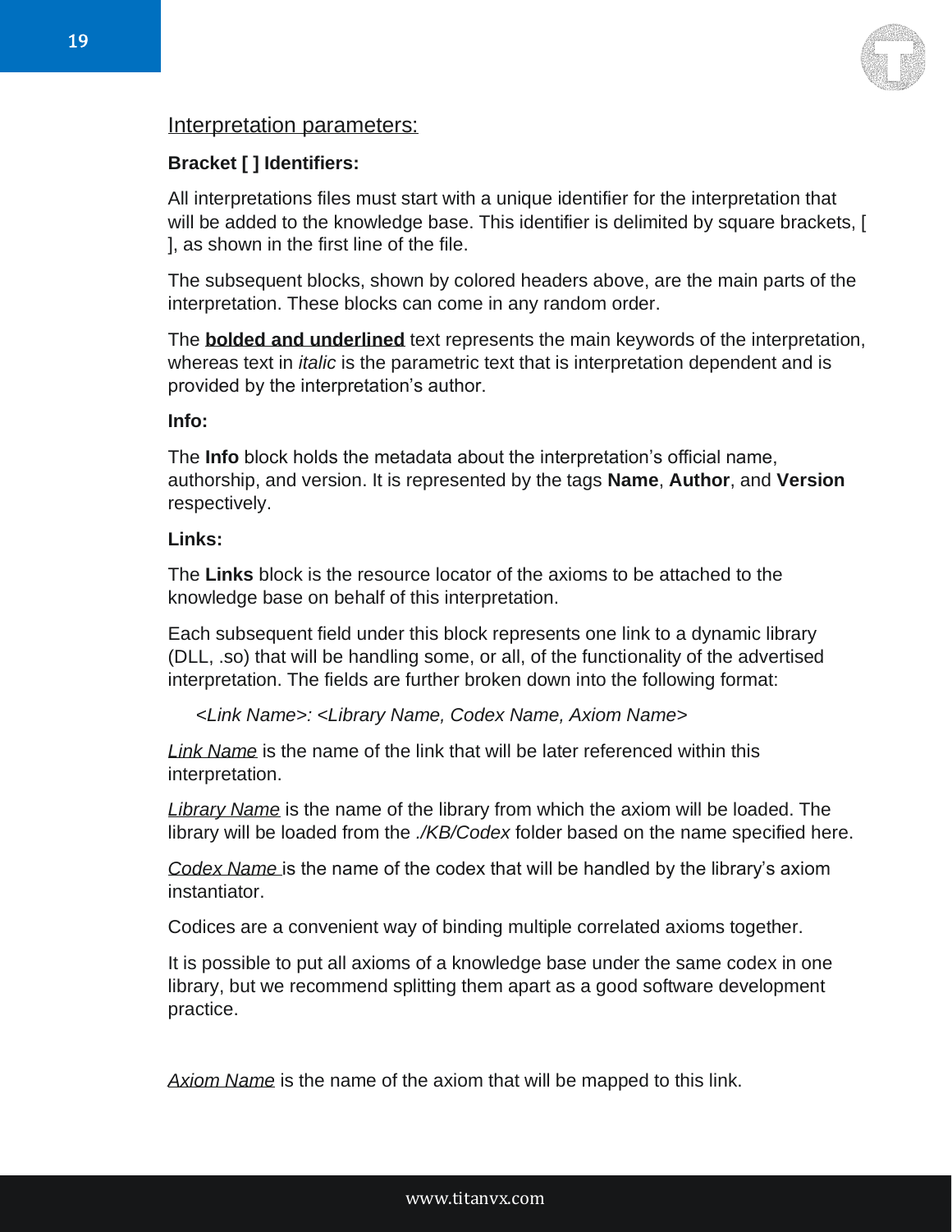## Interpretation parameters:

**Bracket [ ] Identifiers:**

All interpretations files must start with a unique identifier for the interpretation that will be added to the knowledge base. This identifier is delimited by square brackets, [ ], as shown in the first line of the file.

The subsequent blocks, shown by colored headers above, are the main parts of the interpretation. These blocks can come in any random order.

The **bolded and underlined** text represents the main keywords of the interpretation, whereas text in *italic* is the parametric text that is interpretation dependent and is provided by the interpretation's author.

**Info:**

The **Info** block holds the metadata about the interpretation's official name, authorship, and version. It is represented by the tags **Name**, **Author**, and **Version** respectively.

**Links:**

The **Links** block is the resource locator of the axioms to be attached to the knowledge base on behalf of this interpretation.

Each subsequent field under this block represents one link to a dynamic library (DLL, .so) that will be handling some, or all, of the functionality of the advertised interpretation. The fields are further broken down into the following format:

> *<Link Name>: <Library Name, Codex Name, Axiom Name>*

*Link Name* is the name of the link that will be later referenced within this interpretation.

*Library Name* is the name of the library from which the axiom will be loaded. The library will be loaded from the *./KB/Codex* folder based on the name specified here.

*Codex Name* is the name of the codex that will be handled by the library's axiom instantiator.

Codices are a convenient way of binding multiple correlated axioms together.

It is possible to put all axioms of a knowledge base under the same codex in one library, but we recommend splitting them apart as a good software development practice.

*Axiom Name* is the name of the axiom that will be mapped to this link.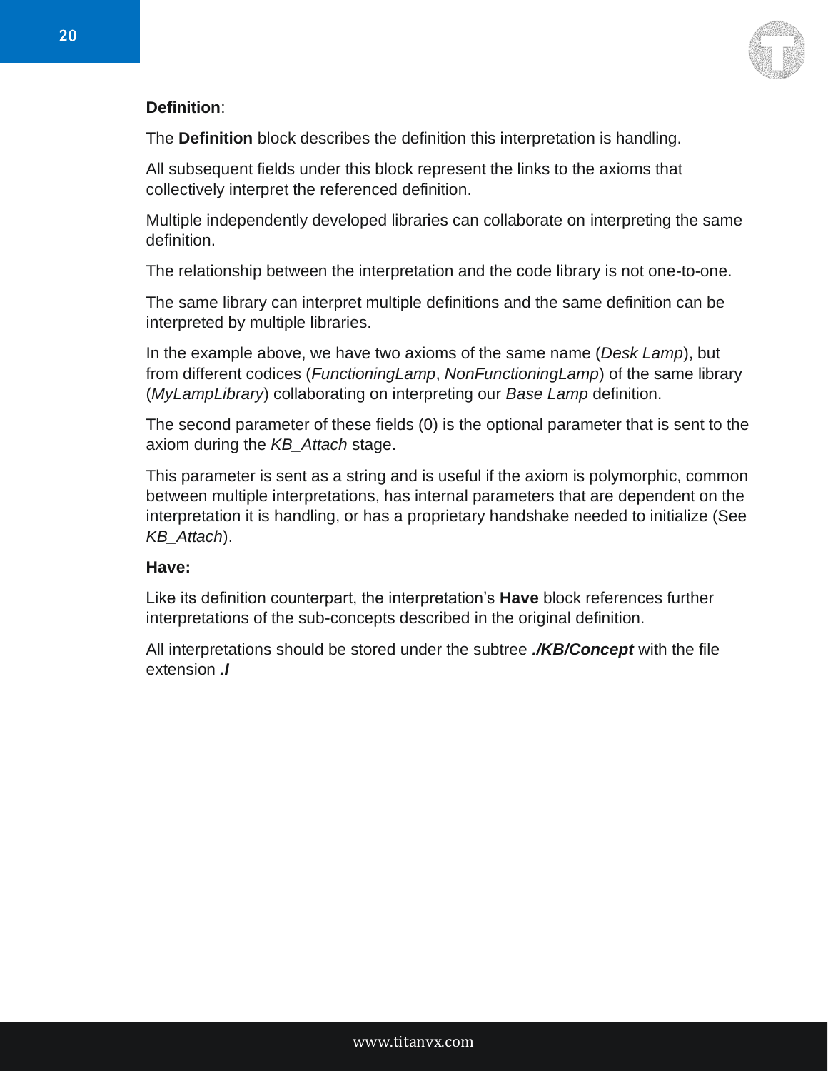**Definition**:

The **Definition** block describes the definition this interpretation is handling.

All subsequent fields under this block represent the links to the axioms that collectively interpret the referenced definition.

Multiple independently developed libraries can collaborate on interpreting the same definition.

The relationship between the interpretation and the code library is not one-to-one.

The same library can interpret multiple definitions and the same definition can be interpreted by multiple libraries.

In the example above, we have two axioms of the same name (*Desk Lamp*), but from different codices (*FunctioningLamp*, *NonFunctioningLamp*) of the same library (*MyLampLibrary*) collaborating on interpreting our *Base Lamp* definition.

The second parameter of these fields (0) is the optional parameter that is sent to the axiom during the *KB_Attach* stage.

This parameter is sent as a string and is useful if the axiom is polymorphic, common between multiple interpretations, has internal parameters that are dependent on the interpretation it is handling, or has a proprietary handshake needed to initialize (See *KB_Attach*).

**Have:**

Like its definition counterpart, the interpretation's **Have** block references further interpretations of the sub-concepts described in the original definition.

All interpretations should be stored under the subtree ***./KB/Concept*** with the file extension ***.I***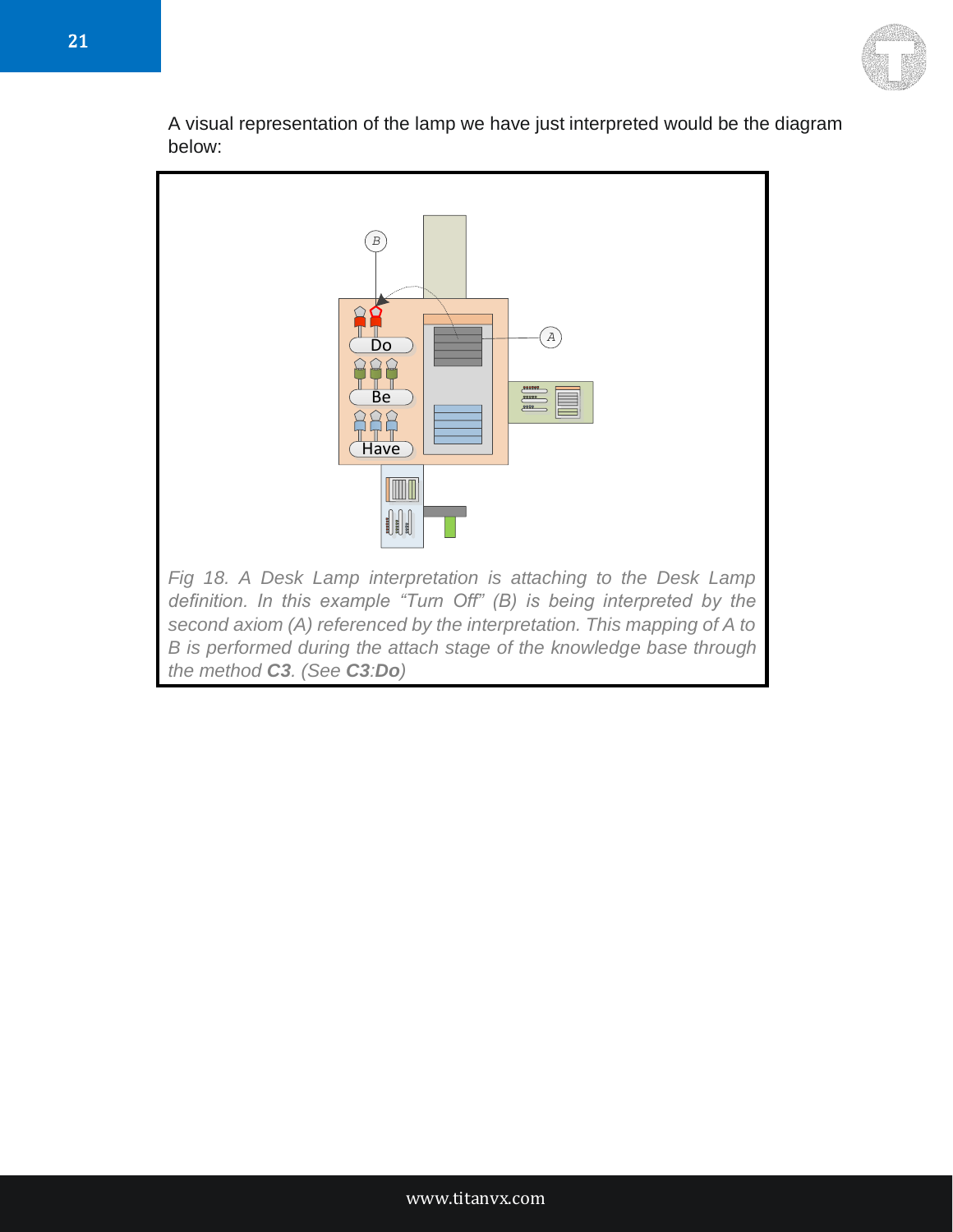A visual representation of the lamp we have just interpreted would be the diagram below:

*Fig 18. A Desk Lamp interpretation is attaching to the Desk Lamp definition. In this example “Turn Off” (B) is being interpreted by the second axiom (A) referenced by the interpretation. This mapping of A to B is performed during the attach stage of the knowledge base through the method **C3**. (See **C3**:**Do**)*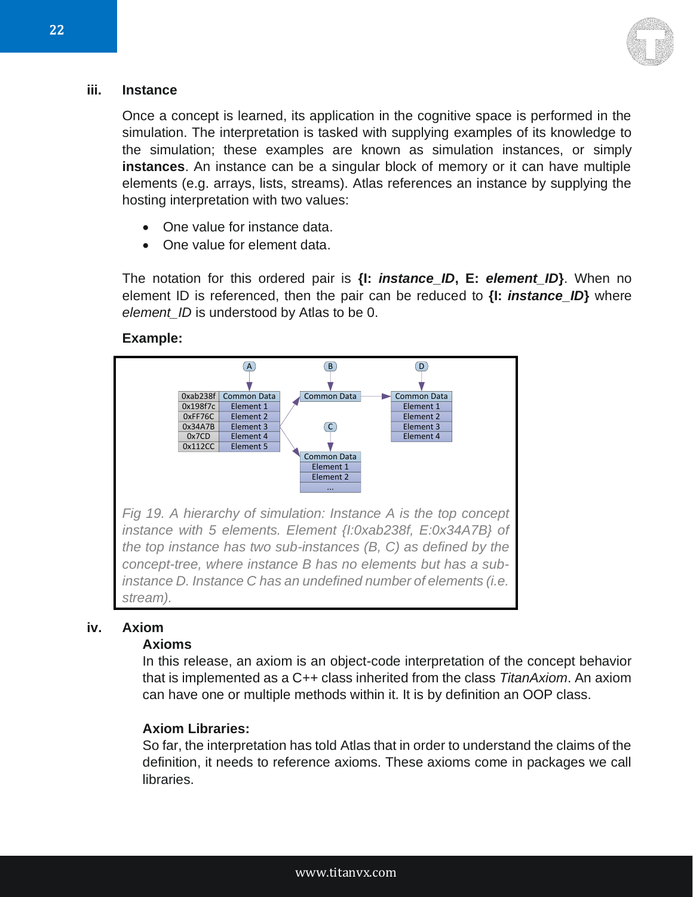### iii. Instance

Once a concept is learned, its application in the cognitive space is performed in the simulation. The interpretation is tasked with supplying examples of its knowledge to the simulation; these examples are known as simulation instances, or simply **instances**. An instance can be a singular block of memory or it can have multiple elements (e.g. arrays, lists, streams). Atlas references an instance by supplying the hosting interpretation with two values:

- One value for instance data.
- One value for element data.

The notation for this ordered pair is **{I: *instance_ID*, E: *element_ID*}**. When no element ID is referenced, then the pair can be reduced to **{I: *instance_ID*}** where *element_ID* is understood by Atlas to be 0.

**Example:**

| A | |
|---|---|
| 0xab238f | Common Data |
| 0x198f7c | Element 1 |
| 0xFF76C | Element 2 |
| 0x34A7B | Element 3 |
| 0x7CD | Element 4 |
| 0x112CC | Element 5 |

| B |
|---|
| Common Data |

| C |
|---|
| Common Data |
| Element 1 |
| Element 2 |
| ... |

| D |
|---|
| Common Data |
| Element 1 |
| Element 2 |
| Element 3 |
| Element 4 |

*Fig 19. A hierarchy of simulation: Instance A is the top concept instance with 5 elements. Element {I:0xab238f, E:0x34A7B} of the top instance has two sub-instances (B, C) as defined by the concept-tree, where instance B has no elements but has a sub-instance D. Instance C has an undefined number of elements (i.e. stream).*

### iv. Axiom

**Axioms**

In this release, an axiom is an object-code interpretation of the concept behavior that is implemented as a C++ class inherited from the class *TitanAxiom*. An axiom can have one or multiple methods within it. It is by definition an OOP class.

**Axiom Libraries:**

So far, the interpretation has told Atlas that in order to understand the claims of the definition, it needs to reference axioms. These axioms come in packages we call libraries.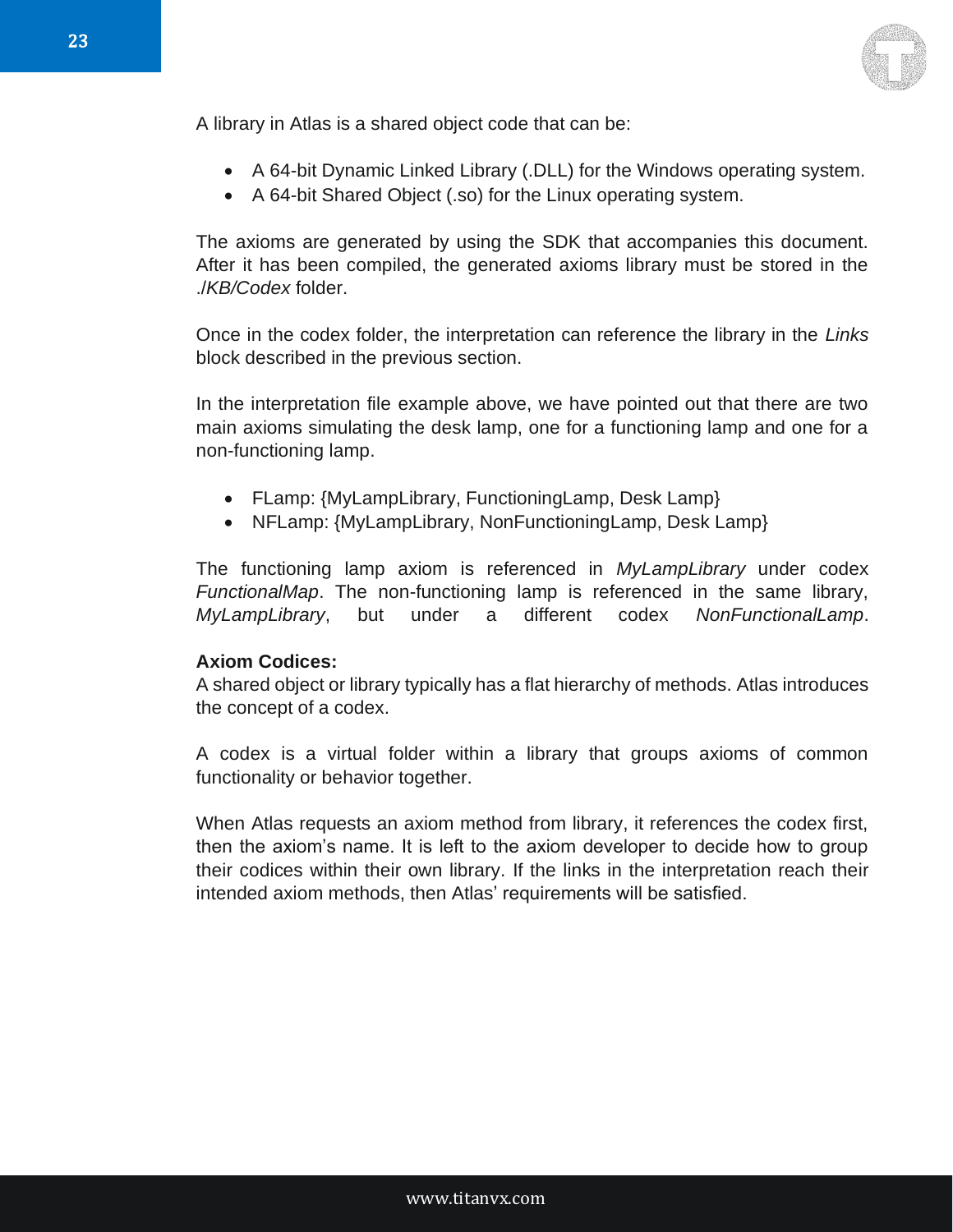A library in Atlas is a shared object code that can be:

- A 64-bit Dynamic Linked Library (.DLL) for the Windows operating system.
- A 64-bit Shared Object (.so) for the Linux operating system.

The axioms are generated by using the SDK that accompanies this document. After it has been compiled, the generated axioms library must be stored in the *./KB/Codex* folder.

Once in the codex folder, the interpretation can reference the library in the *Links* block described in the previous section.

In the interpretation file example above, we have pointed out that there are two main axioms simulating the desk lamp, one for a functioning lamp and one for a non-functioning lamp.

- FLamp: {MyLampLibrary, FunctioningLamp, Desk Lamp}
- NFLamp: {MyLampLibrary, NonFunctioningLamp, Desk Lamp}

The functioning lamp axiom is referenced in *MyLampLibrary* under codex *FunctionalMap*. The non-functioning lamp is referenced in the same library, *MyLampLibrary*, but under a different codex *NonFunctionalLamp*.

**Axiom Codices:**

A shared object or library typically has a flat hierarchy of methods. Atlas introduces the concept of a codex.

A codex is a virtual folder within a library that groups axioms of common functionality or behavior together.

When Atlas requests an axiom method from library, it references the codex first, then the axiom's name. It is left to the axiom developer to decide how to group their codices within their own library. If the links in the interpretation reach their intended axiom methods, then Atlas' requirements will be satisfied.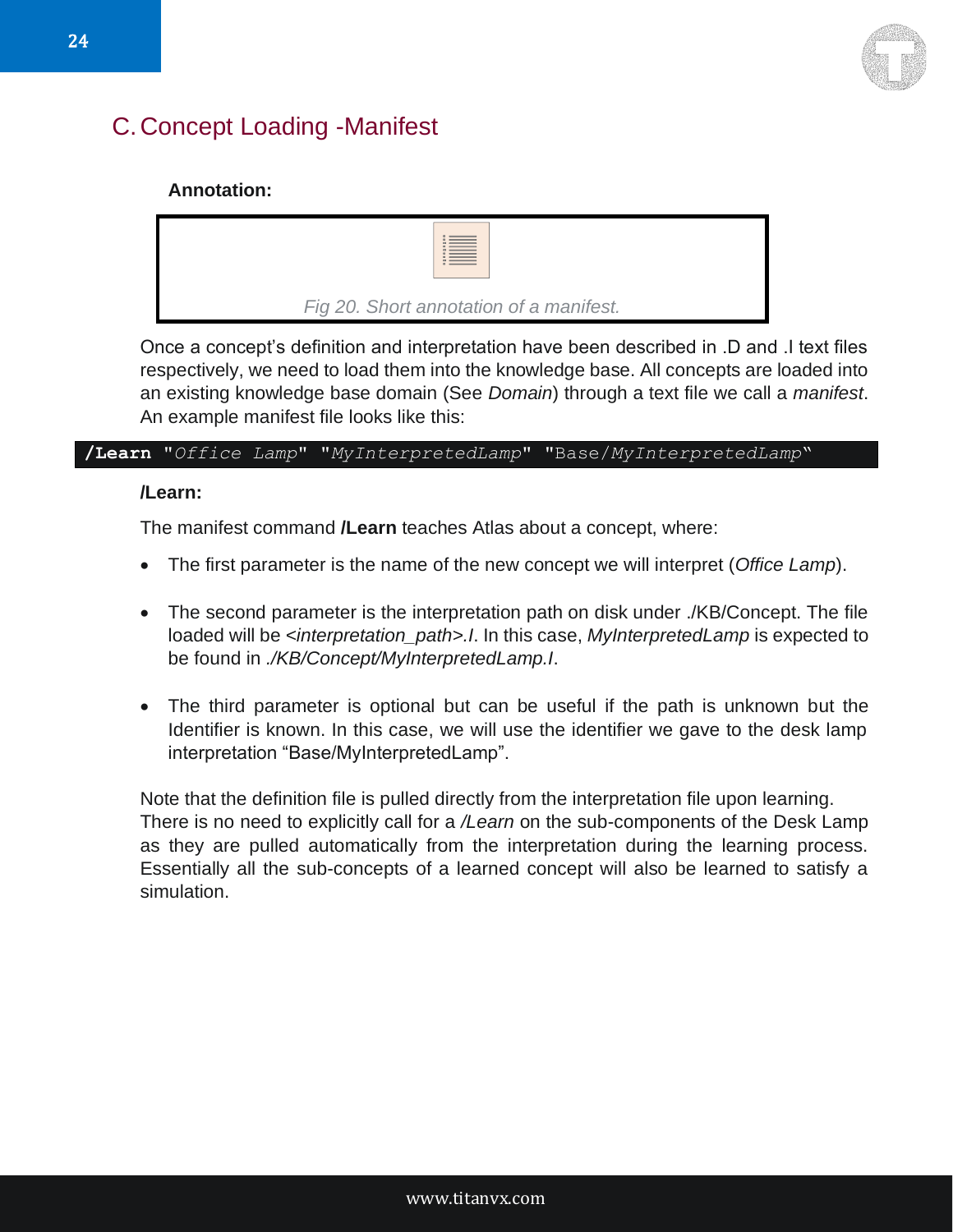## C. Concept Loading -Manifest

**Annotation:**

Fig 20. Short annotation of a manifest.

Once a concept's definition and interpretation have been described in .D and .I text files respectively, we need to load them into the knowledge base. All concepts are loaded into an existing knowledge base domain (See *Domain*) through a text file we call a *manifest*. An example manifest file looks like this:

```
/Learn "Office Lamp" "MyInterpretedLamp" "Base/MyInterpretedLamp"
```

**/Learn:**

The manifest command **/Learn** teaches Atlas about a concept, where:

- The first parameter is the name of the new concept we will interpret (*Office Lamp*).
- The second parameter is the interpretation path on disk under ./KB/Concept. The file loaded will be *<interpretation_path>.I*. In this case, *MyInterpretedLamp* is expected to be found in *./KB/Concept/MyInterpretedLamp.I*.
- The third parameter is optional but can be useful if the path is unknown but the Identifier is known. In this case, we will use the identifier we gave to the desk lamp interpretation "Base/MyInterpretedLamp".

Note that the definition file is pulled directly from the interpretation file upon learning. There is no need to explicitly call for a */Learn* on the sub-components of the Desk Lamp as they are pulled automatically from the interpretation during the learning process. Essentially all the sub-concepts of a learned concept will also be learned to satisfy a simulation.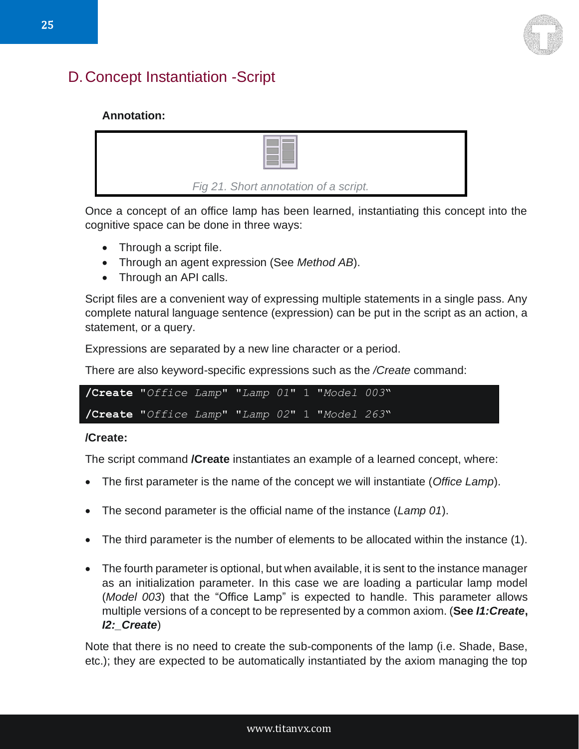## D. Concept Instantiation -Script

**Annotation:**

*Fig 21. Short annotation of a script.*

Once a concept of an office lamp has been learned, instantiating this concept into the cognitive space can be done in three ways:

- Through a script file.
- Through an agent expression (See *Method AB*).
- Through an API calls.

Script files are a convenient way of expressing multiple statements in a single pass. Any complete natural language sentence (expression) can be put in the script as an action, a statement, or a query.

Expressions are separated by a new line character or a period.

There are also keyword-specific expressions such as the */Create* command:

```
/Create "Office Lamp" "Lamp 01" 1 "Model 003"
/Create "Office Lamp" "Lamp 02" 1 "Model 263"
```

**/Create:**

The script command **/Create** instantiates an example of a learned concept, where:

- The first parameter is the name of the concept we will instantiate (*Office Lamp*).
- The second parameter is the official name of the instance (*Lamp 01*).
- The third parameter is the number of elements to be allocated within the instance (1).
- The fourth parameter is optional, but when available, it is sent to the instance manager as an initialization parameter. In this case we are loading a particular lamp model (*Model 003*) that the "Office Lamp" is expected to handle. This parameter allows multiple versions of a concept to be represented by a common axiom. (**See *I1:Create*, *I2:_Create***)

Note that there is no need to create the sub-components of the lamp (i.e. Shade, Base, etc.); they are expected to be automatically instantiated by the axiom managing the top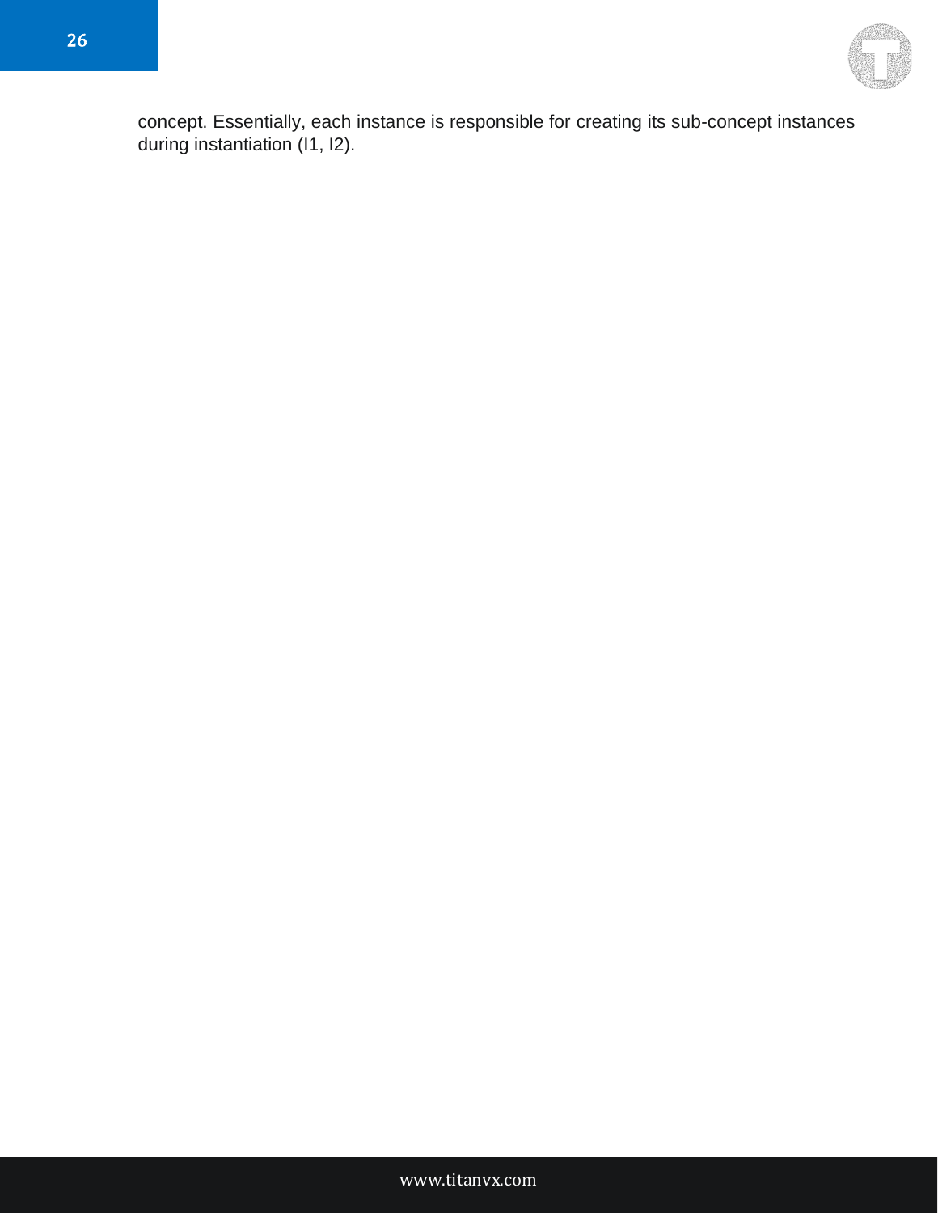concept. Essentially, each instance is responsible for creating its sub-concept instances during instantiation (I1, I2).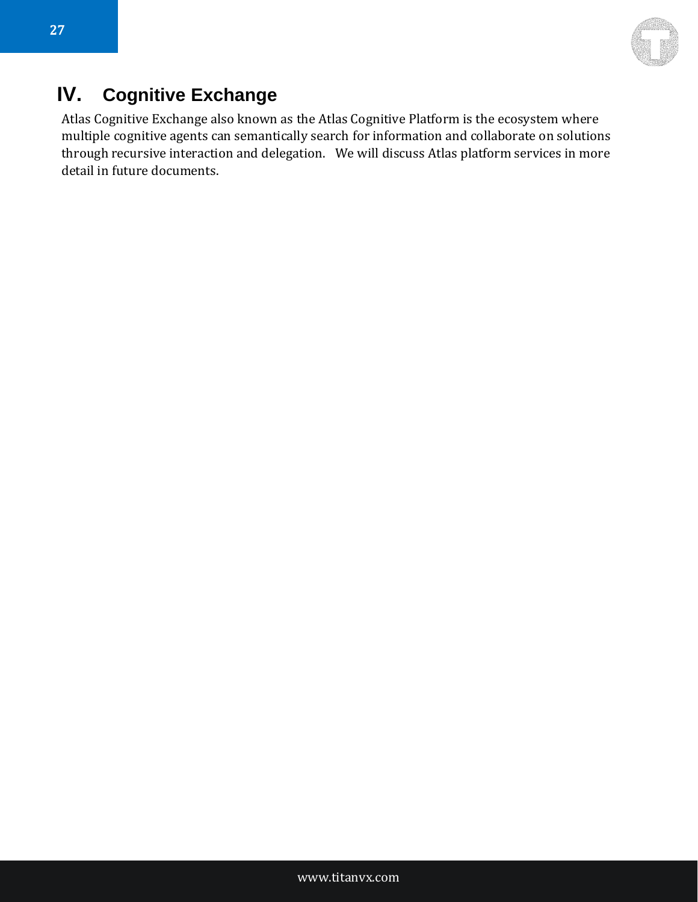## IV. Cognitive Exchange

Atlas Cognitive Exchange also known as the Atlas Cognitive Platform is the ecosystem where multiple cognitive agents can semantically search for information and collaborate on solutions through recursive interaction and delegation. We will discuss Atlas platform services in more detail in future documents.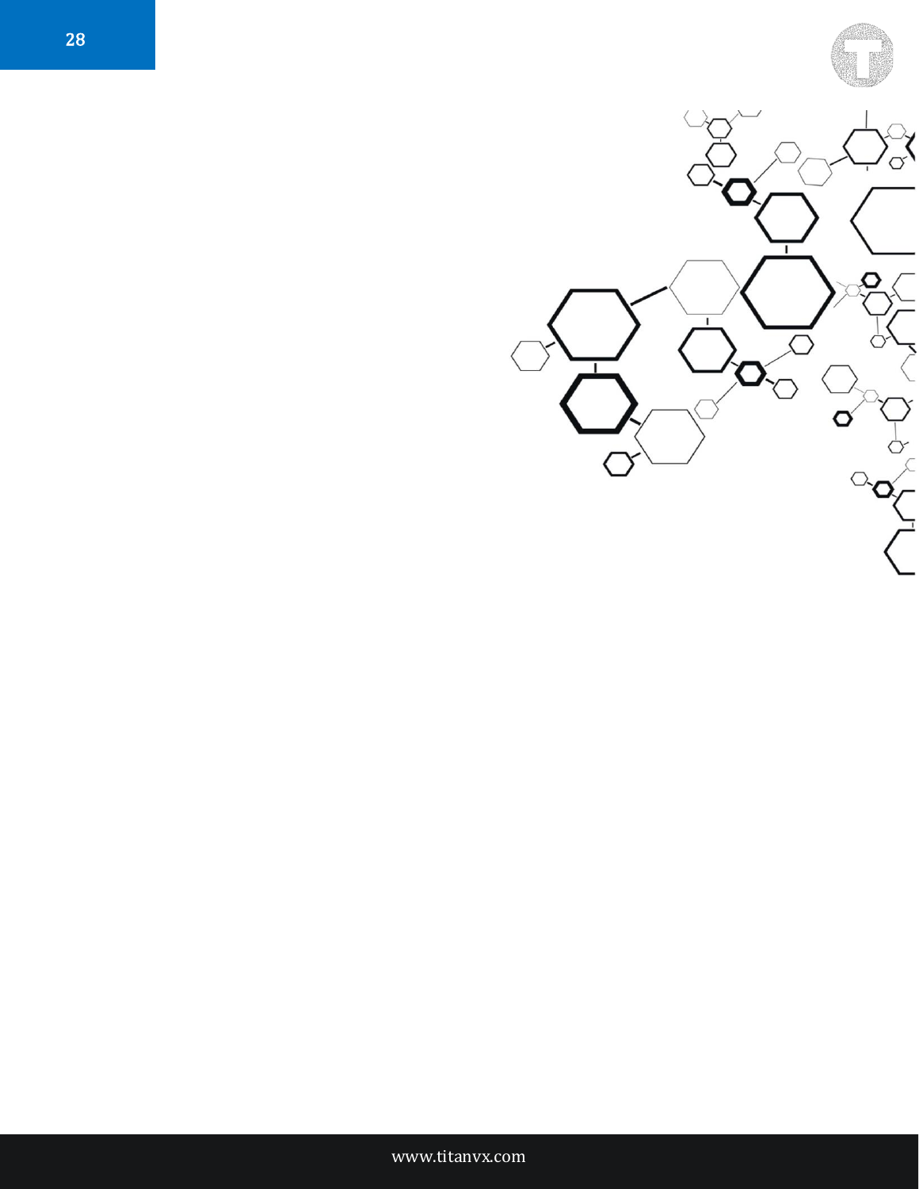www.titanvx.com